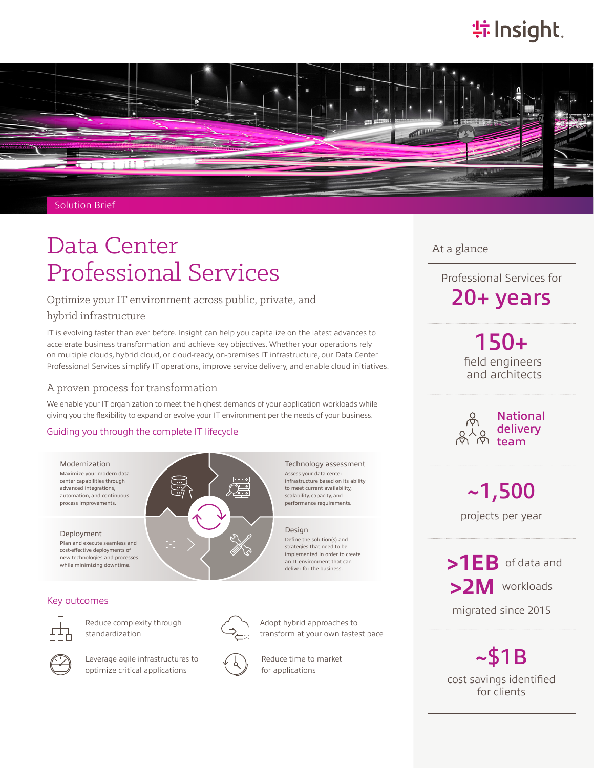Solution Brief

# Data Center Professional Services

## Optimize your IT environment across public, private, and hybrid infrastructure

IT is evolving faster than ever before. Insight can help you capitalize on the latest advances to accelerate business transformation and achieve key objectives. Whether your operations rely on multiple clouds, hybrid cloud, or cloud-ready, on-premises IT infrastructure, our Data Center Professional Services simplify IT operations, improve service delivery, and enable cloud initiatives.

### A proven process for transformation

We enable your IT organization to meet the highest demands of your application workloads while giving you the flexibility to expand or evolve your IT environment per the needs of your business.

#### Guiding you through the complete IT lifecycle

**Modernization**
Maximize your modern data center capabilities through advanced integrations, automation, and continuous process improvements.

**Technology assessment**
Assess your data center infrastructure based on its ability to meet current availability, scalability, capacity, and performance requirements.

**Deployment**
Plan and execute seamless and cost-effective deployments of new technologies and processes while minimizing downtime.

**Design**
Define the solution(s) and strategies that need to be implemented in order to create an IT environment that can deliver for the business.

#### Key outcomes

- Reduce complexity through standardization
- Adopt hybrid approaches to transform at your own fastest pace
- Leverage agile infrastructures to optimize critical applications
- Reduce time to market for applications

## At a glance

Professional Services for **20+ years**

**150+** field engineers and architects

**National delivery team**

**~1,500** projects per year

**>1EB** of data and **>2M** workloads migrated since 2015

**~$1B** cost savings identified for clients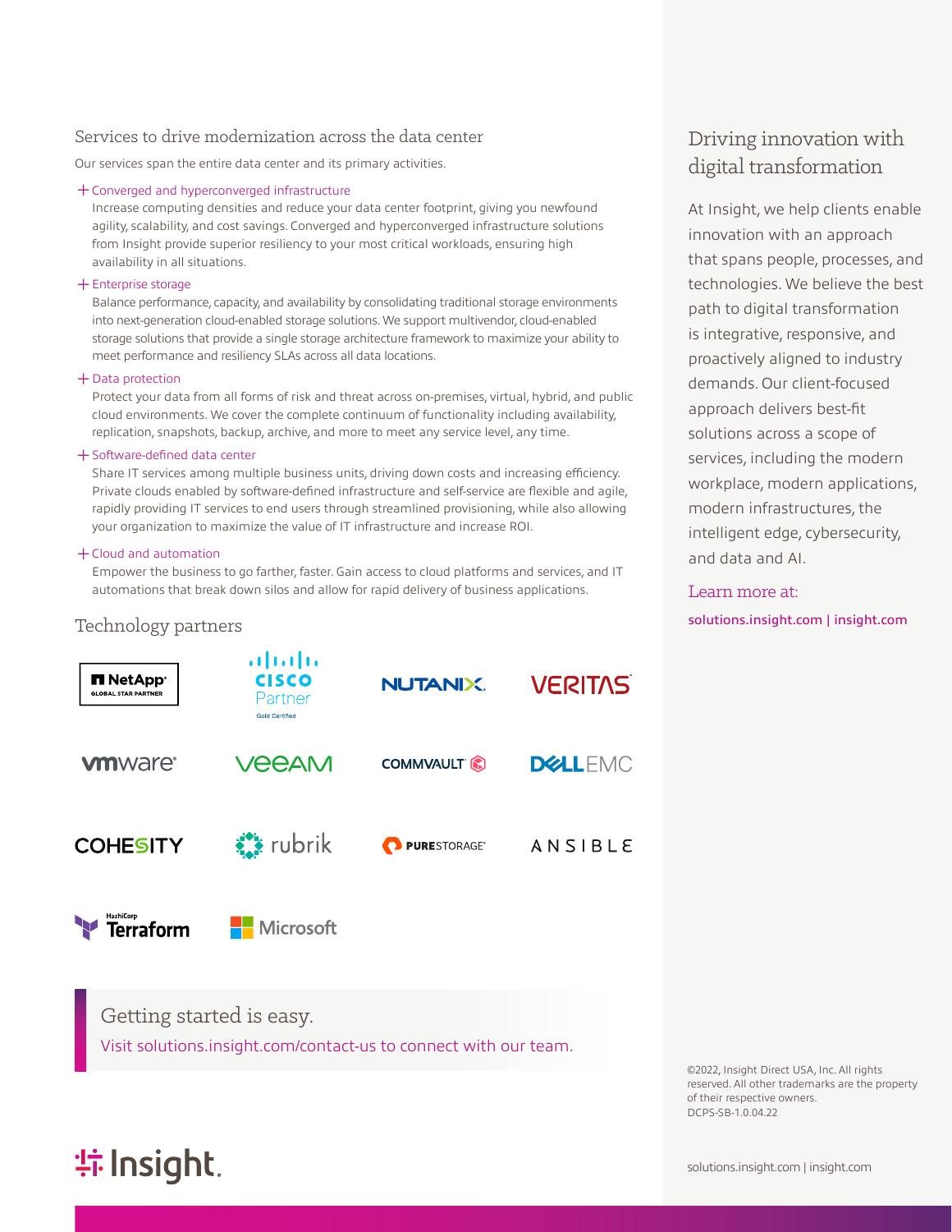## Services to drive modernization across the data center

Our services span the entire data center and its primary activities.

+ Converged and hyperconverged infrastructure

  Increase computing densities and reduce your data center footprint, giving you newfound agility, scalability, and cost savings. Converged and hyperconverged infrastructure solutions from Insight provide superior resiliency to your most critical workloads, ensuring high availability in all situations.

+ Enterprise storage

  Balance performance, capacity, and availability by consolidating traditional storage environments into next-generation cloud-enabled storage solutions. We support multivendor, cloud-enabled storage solutions that provide a single storage architecture framework to maximize your ability to meet performance and resiliency SLAs across all data locations.

+ Data protection

  Protect your data from all forms of risk and threat across on-premises, virtual, hybrid, and public cloud environments. We cover the complete continuum of functionality including availability, replication, snapshots, backup, archive, and more to meet any service level, any time.

+ Software-defined data center

  Share IT services among multiple business units, driving down costs and increasing efficiency. Private clouds enabled by software-defined infrastructure and self-service are flexible and agile, rapidly providing IT services to end users through streamlined provisioning, while also allowing your organization to maximize the value of IT infrastructure and increase ROI.

+ Cloud and automation

  Empower the business to go farther, faster. Gain access to cloud platforms and services, and IT automations that break down silos and allow for rapid delivery of business applications.

## Technology partners

NetApp Global Star Partner
Cisco Partner Gold Certified
Nutanix
Veritas
VMware
Veeam
Commvault
Dell EMC
Cohesity
rubrik
Pure Storage
Ansible
HashiCorp Terraform
Microsoft

## Getting started is easy.

Visit solutions.insight.com/contact-us to connect with our team.

## Driving innovation with digital transformation

At Insight, we help clients enable innovation with an approach that spans people, processes, and technologies. We believe the best path to digital transformation is integrative, responsive, and proactively aligned to industry demands. Our client-focused approach delivers best-fit solutions across a scope of services, including the modern workplace, modern applications, modern infrastructures, the intelligent edge, cybersecurity, and data and AI.

Learn more at:

solutions.insight.com | insight.com

©2022, Insight Direct USA, Inc. All rights reserved. All other trademarks are the property of their respective owners.
DCPS-SB-1.0.04.22

Insight.

solutions.insight.com | insight.com